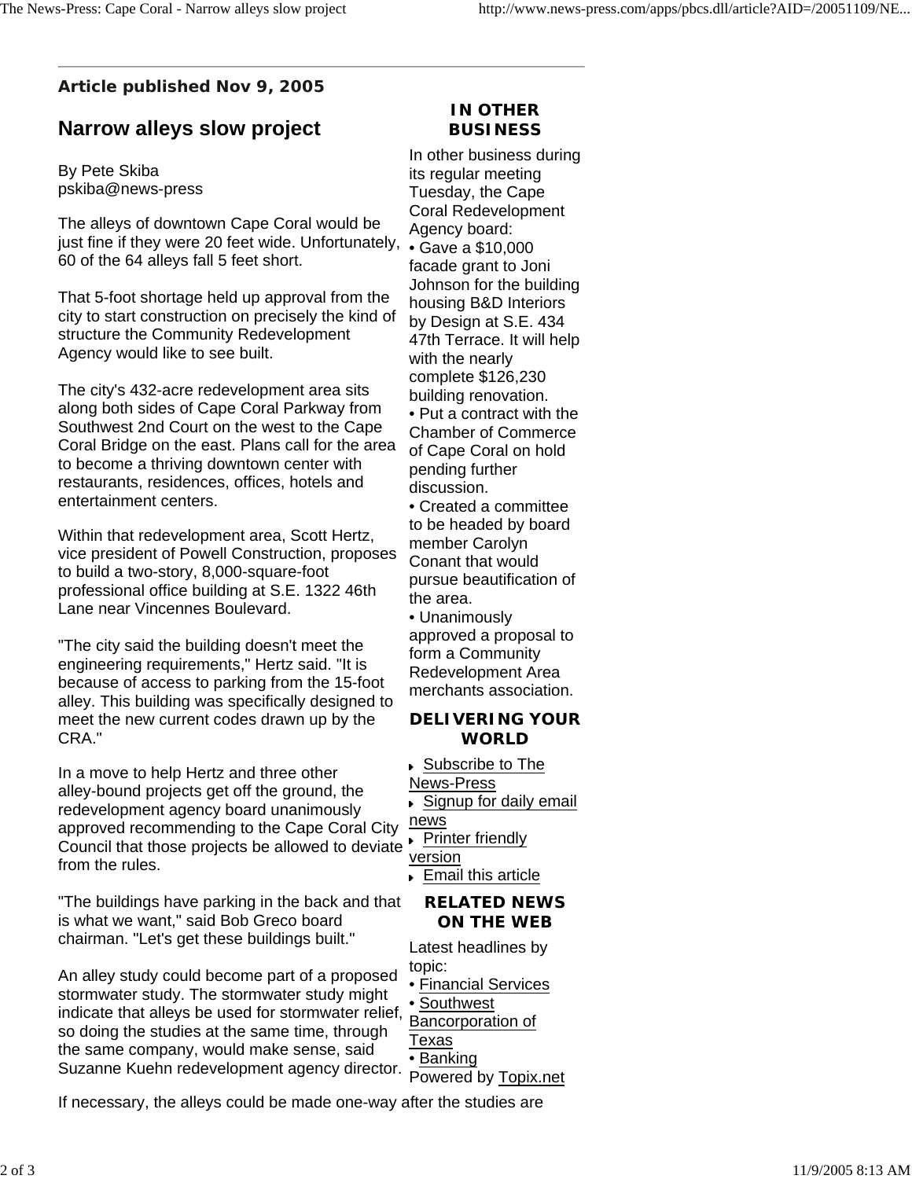**Article published Nov 9, 2005**

# Narrow alleys slow project

By Pete Skiba
pskiba@news-press

The alleys of downtown Cape Coral would be just fine if they were 20 feet wide. Unfortunately, 60 of the 64 alleys fall 5 feet short.

That 5-foot shortage held up approval from the city to start construction on precisely the kind of structure the Community Redevelopment Agency would like to see built.

The city's 432-acre redevelopment area sits along both sides of Cape Coral Parkway from Southwest 2nd Court on the west to the Cape Coral Bridge on the east. Plans call for the area to become a thriving downtown center with restaurants, residences, offices, hotels and entertainment centers.

Within that redevelopment area, Scott Hertz, vice president of Powell Construction, proposes to build a two-story, 8,000-square-foot professional office building at S.E. 1322 46th Lane near Vincennes Boulevard.

"The city said the building doesn't meet the engineering requirements," Hertz said. "It is because of access to parking from the 15-foot alley. This building was specifically designed to meet the new current codes drawn up by the CRA."

In a move to help Hertz and three other alley-bound projects get off the ground, the redevelopment agency board unanimously approved recommending to the Cape Coral City Council that those projects be allowed to deviate from the rules.

"The buildings have parking in the back and that is what we want," said Bob Greco board chairman. "Let's get these buildings built."

An alley study could become part of a proposed stormwater study. The stormwater study might indicate that alleys be used for stormwater relief, so doing the studies at the same time, through the same company, would make sense, said Suzanne Kuehn redevelopment agency director.

If necessary, the alleys could be made one-way after the studies are

### IN OTHER BUSINESS

In other business during its regular meeting Tuesday, the Cape Coral Redevelopment Agency board:

- Gave a $10,000 facade grant to Joni Johnson for the building housing B&D Interiors by Design at S.E. 434 47th Terrace. It will help with the nearly complete $126,230 building renovation.
- Put a contract with the Chamber of Commerce of Cape Coral on hold pending further discussion.
- Created a committee to be headed by board member Carolyn Conant that would pursue beautification of the area.
- Unanimously approved a proposal to form a Community Redevelopment Area merchants association.

### DELIVERING YOUR WORLD

- Subscribe to The News-Press
- Signup for daily email news
- Printer friendly version
- Email this article

### RELATED NEWS ON THE WEB

Latest headlines by topic:

- Financial Services
- Southwest Bancorporation of Texas
- Banking

Powered by Topix.net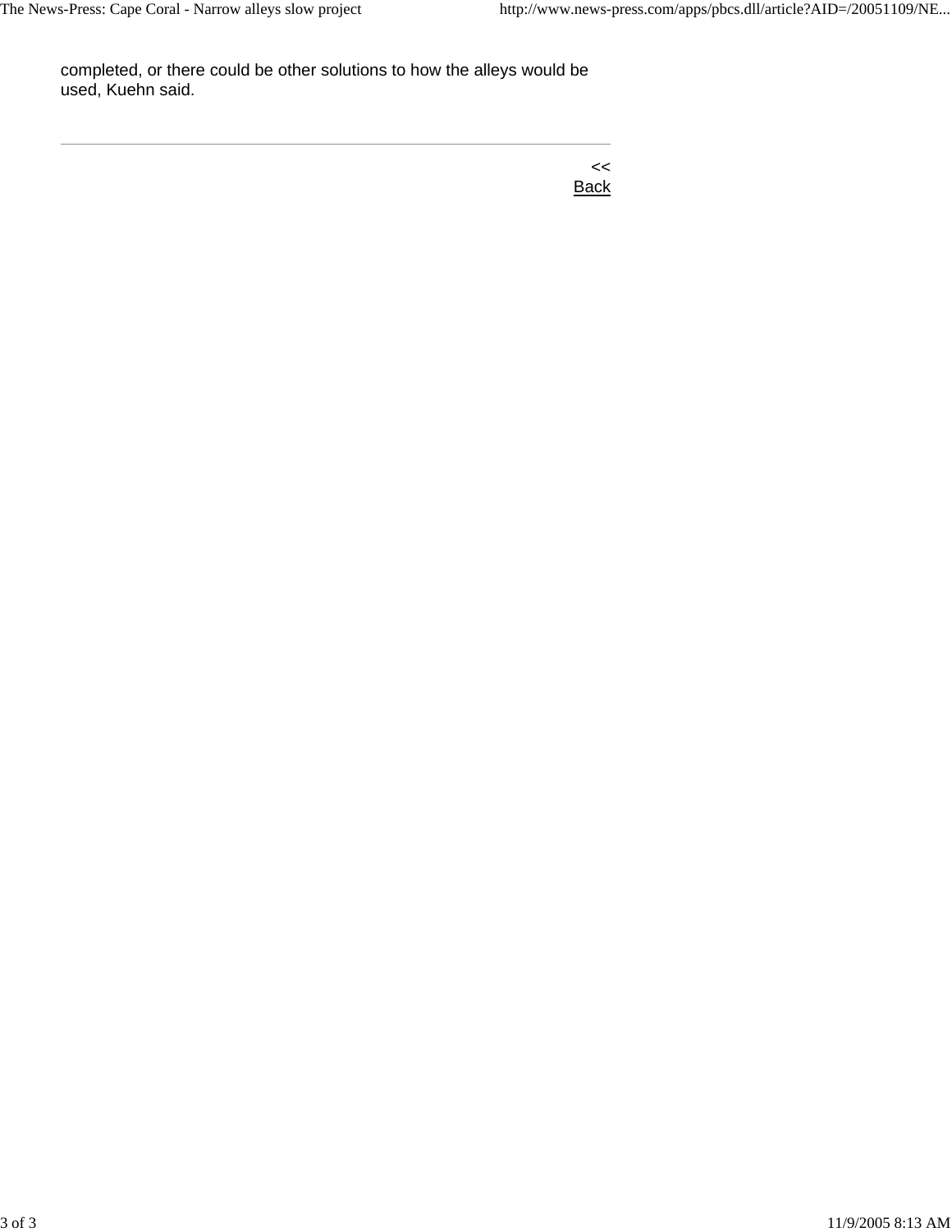completed, or there could be other solutions to how the alleys would be used, Kuehn said.

---

<< Back